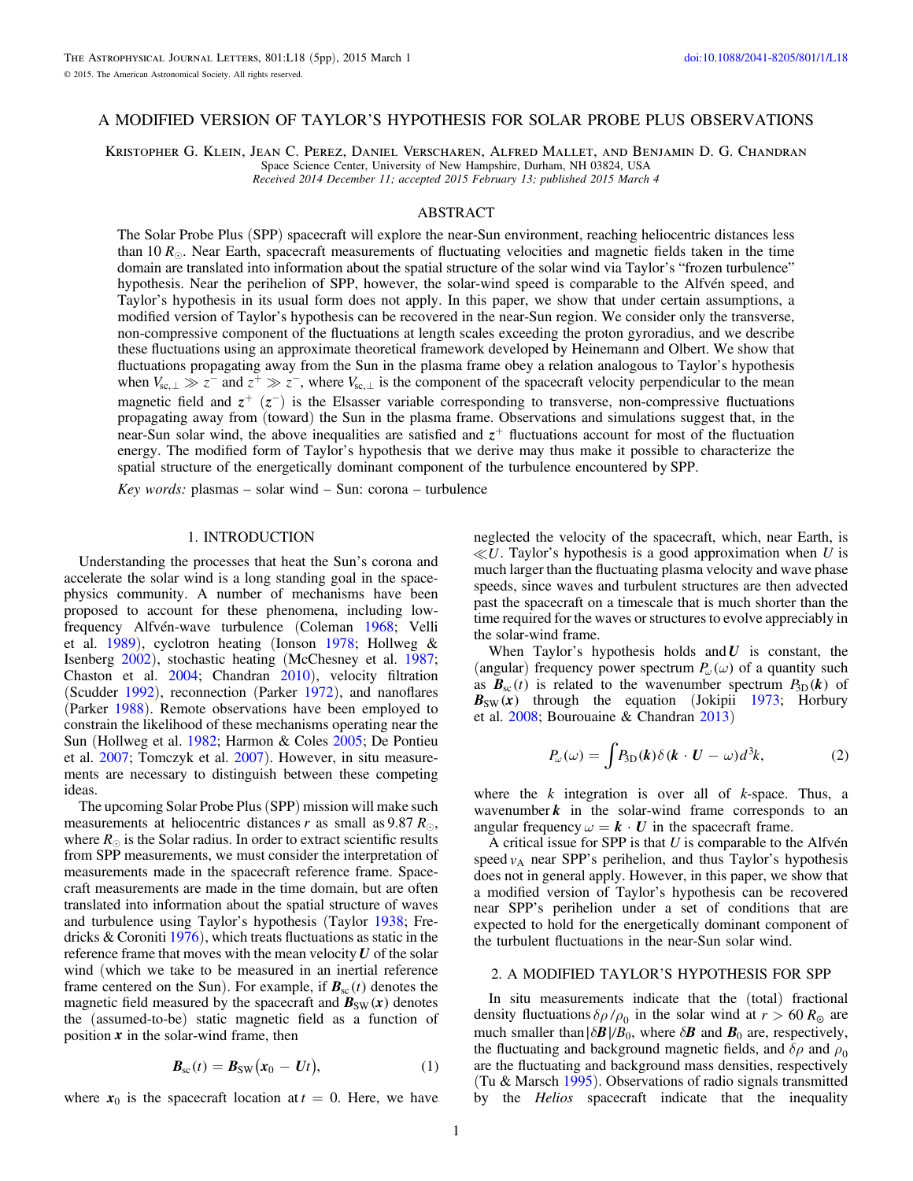# A MODIFIED VERSION OF TAYLOR'S HYPOTHESIS FOR SOLAR PROBE PLUS OBSERVATIONS

Kristopher G. Klein, Jean C. Perez, Daniel Verscharen, Alfred Mallet, and Benjamin D. G. Chandran

Space Science Center, University of New Hampshire, Durham, NH 03824, USA

*Received 2014 December 11; accepted 2015 February 13; published 2015 March 4*

## ABSTRACT

The Solar Probe Plus (SPP) spacecraft will explore the near-Sun environment, reaching heliocentric distances less than 10 $R_\odot$. Near Earth, spacecraft measurements of fluctuating velocities and magnetic fields taken in the time domain are translated into information about the spatial structure of the solar wind via Taylor's "frozen turbulence" hypothesis. Near the perihelion of SPP, however, the solar-wind speed is comparable to the Alfvén speed, and Taylor's hypothesis in its usual form does not apply. In this paper, we show that under certain assumptions, a modified version of Taylor's hypothesis can be recovered in the near-Sun region. We consider only the transverse, non-compressive component of the fluctuations at length scales exceeding the proton gyroradius, and we describe these fluctuations using an approximate theoretical framework developed by Heinemann and Olbert. We show that fluctuations propagating away from the Sun in the plasma frame obey a relation analogous to Taylor's hypothesis when $V_{\rm sc,\perp} \gg z^-$ and $z^+ \gg z^-$, where $V_{\rm sc,\perp}$ is the component of the spacecraft velocity perpendicular to the mean magnetic field and $z^+$ ($z^-$) is the Elsasser variable corresponding to transverse, non-compressive fluctuations propagating away from (toward) the Sun in the plasma frame. Observations and simulations suggest that, in the near-Sun solar wind, the above inequalities are satisfied and $z^+$ fluctuations account for most of the fluctuation energy. The modified form of Taylor's hypothesis that we derive may thus make it possible to characterize the spatial structure of the energetically dominant component of the turbulence encountered by SPP.

*Key words:* plasmas – solar wind – Sun: corona – turbulence

## 1. INTRODUCTION

Understanding the processes that heat the Sun's corona and accelerate the solar wind is a long standing goal in the space-physics community. A number of mechanisms have been proposed to account for these phenomena, including low-frequency Alfvén-wave turbulence (Coleman 1968; Velli et al. 1989), cyclotron heating (Ionson 1978; Hollweg & Isenberg 2002), stochastic heating (McChesney et al. 1987; Chaston et al. 2004; Chandran 2010), velocity filtration (Scudder 1992), reconnection (Parker 1972), and nanoflares (Parker 1988). Remote observations have been employed to constrain the likelihood of these mechanisms operating near the Sun (Hollweg et al. 1982; Harmon & Coles 2005; De Pontieu et al. 2007; Tomczyk et al. 2007). However, in situ measurements are necessary to distinguish between these competing ideas.

The upcoming Solar Probe Plus (SPP) mission will make such measurements at heliocentric distances $r$ as small as $9.87\,R_\odot$, where $R_\odot$ is the Solar radius. In order to extract scientific results from SPP measurements, we must consider the interpretation of measurements made in the spacecraft reference frame. Spacecraft measurements are made in the time domain, but are often translated into information about the spatial structure of waves and turbulence using Taylor's hypothesis (Taylor 1938; Fredricks & Coroniti 1976), which treats fluctuations as static in the reference frame that moves with the mean velocity $\boldsymbol{U}$ of the solar wind (which we take to be measured in an inertial reference frame centered on the Sun). For example, if $\boldsymbol{B}_{\rm sc}(t)$ denotes the magnetic field measured by the spacecraft and $\boldsymbol{B}_{\rm SW}(\boldsymbol{x})$ denotes the (assumed-to-be) static magnetic field as a function of position $\boldsymbol{x}$ in the solar-wind frame, then

$$\boldsymbol{B}_{\rm sc}(t) = \boldsymbol{B}_{\rm SW}(\boldsymbol{x}_0 - \boldsymbol{U}t), \qquad (1)$$

where $\boldsymbol{x}_0$ is the spacecraft location at $t = 0$. Here, we have neglected the velocity of the spacecraft, which, near Earth, is $\ll U$. Taylor's hypothesis is a good approximation when $U$ is much larger than the fluctuating plasma velocity and wave phase speeds, since waves and turbulent structures are then advected past the spacecraft on a timescale that is much shorter than the time required for the waves or structures to evolve appreciably in the solar-wind frame.

When Taylor's hypothesis holds and $\boldsymbol{U}$ is constant, the (angular) frequency power spectrum $P_\omega(\omega)$ of a quantity such as $\boldsymbol{B}_{\rm sc}(t)$ is related to the wavenumber spectrum $P_{\rm 3D}(\boldsymbol{k})$ of $\boldsymbol{B}_{\rm SW}(\boldsymbol{x})$ through the equation (Jokipii 1973; Horbury et al. 2008; Bourouaine & Chandran 2013)

$$P_\omega(\omega) = \int P_{\rm 3D}(\boldsymbol{k})\,\delta(\boldsymbol{k}\cdot\boldsymbol{U} - \omega)\,d^3k, \qquad (2)$$

where the $k$ integration is over all of $k$-space. Thus, a wavenumber $\boldsymbol{k}$ in the solar-wind frame corresponds to an angular frequency $\omega = \boldsymbol{k}\cdot\boldsymbol{U}$ in the spacecraft frame.

A critical issue for SPP is that $U$ is comparable to the Alfvén speed $v_{\rm A}$ near SPP's perihelion, and thus Taylor's hypothesis does not in general apply. However, in this paper, we show that a modified version of Taylor's hypothesis can be recovered near SPP's perihelion under a set of conditions that are expected to hold for the energetically dominant component of the turbulent fluctuations in the near-Sun solar wind.

## 2. A MODIFIED TAYLOR'S HYPOTHESIS FOR SPP

In situ measurements indicate that the (total) fractional density fluctuations $\delta\rho/\rho_0$ in the solar wind at $r > 60\,R_\odot$ are much smaller than $|\delta\boldsymbol{B}|/B_0$, where $\delta\boldsymbol{B}$ and $\boldsymbol{B}_0$ are, respectively, the fluctuating and background magnetic fields, and $\delta\rho$ and $\rho_0$ are the fluctuating and background mass densities, respectively (Tu & Marsch 1995). Observations of radio signals transmitted by the *Helios* spacecraft indicate that the inequality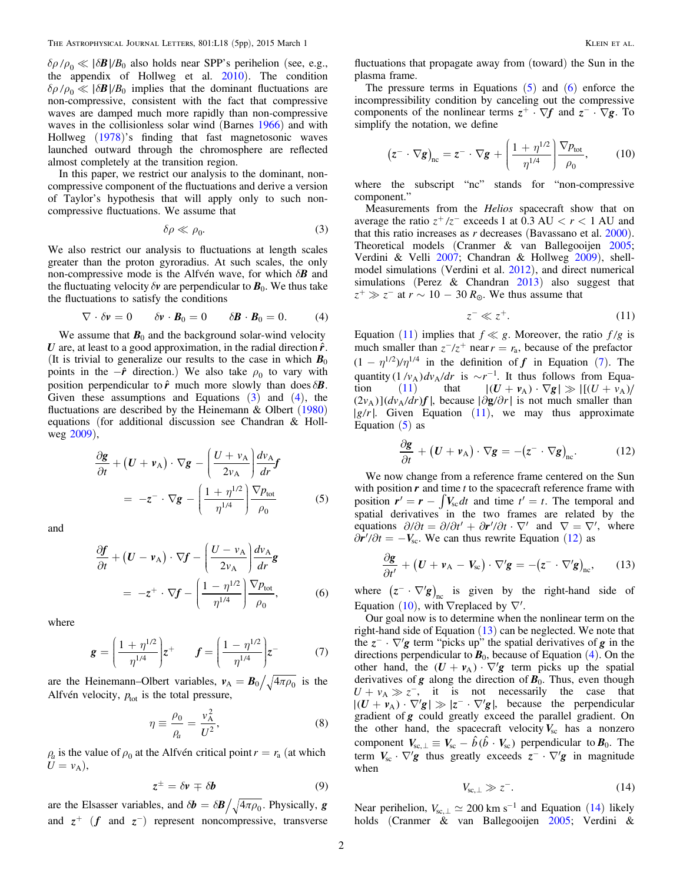$\delta\rho/\rho_0 \ll |\delta \boldsymbol{B}|/B_0$ also holds near SPP's perihelion (see, e.g., the appendix of Hollweg et al. 2010). The condition $\delta\rho/\rho_0 \ll |\delta \boldsymbol{B}|/B_0$ implies that the dominant fluctuations are non-compressive, consistent with the fact that compressive waves are damped much more rapidly than non-compressive waves in the collisionless solar wind (Barnes 1966) and with Hollweg (1978)'s finding that fast magnetosonic waves launched outward through the chromosphere are reflected almost completely at the transition region.

In this paper, we restrict our analysis to the dominant, non-compressive component of the fluctuations and derive a version of Taylor's hypothesis that will apply only to such non-compressive fluctuations. We assume that

$$\delta\rho \ll \rho_0. \tag{3}$$

We also restrict our analysis to fluctuations at length scales greater than the proton gyroradius. At such scales, the only non-compressive mode is the Alfvén wave, for which $\delta \boldsymbol{B}$ and the fluctuating velocity $\delta \boldsymbol{v}$ are perpendicular to $\boldsymbol{B}_0$. We thus take the fluctuations to satisfy the conditions

$$\nabla \cdot \delta \boldsymbol{v} = 0 \qquad \delta \boldsymbol{v} \cdot \boldsymbol{B}_0 = 0 \qquad \delta \boldsymbol{B} \cdot \boldsymbol{B}_0 = 0. \tag{4}$$

We assume that $\boldsymbol{B}_0$ and the background solar-wind velocity $\boldsymbol{U}$ are, at least to a good approximation, in the radial direction $\hat{\boldsymbol{r}}$. (It is trivial to generalize our results to the case in which $\boldsymbol{B}_0$ points in the $-\hat{\boldsymbol{r}}$ direction.) We also take $\rho_0$ to vary with position perpendicular to $\hat{\boldsymbol{r}}$ much more slowly than does $\delta \boldsymbol{B}$. Given these assumptions and Equations (3) and (4), the fluctuations are described by the Heinemann & Olbert (1980) equations (for additional discussion see Chandran & Hollweg 2009),

$$\frac{\partial \boldsymbol{g}}{\partial t} + (\boldsymbol{U} + \boldsymbol{v}_{\rm A}) \cdot \nabla \boldsymbol{g} - \left(\frac{U + v_{\rm A}}{2 v_{\rm A}}\right) \frac{d v_{\rm A}}{dr} \boldsymbol{f} = -\boldsymbol{z}^- \cdot \nabla \boldsymbol{g} - \left(\frac{1 + \eta^{1/2}}{\eta^{1/4}}\right) \frac{\nabla p_{\rm tot}}{\rho_0} \tag{5}$$

and

$$\frac{\partial \boldsymbol{f}}{\partial t} + (\boldsymbol{U} - \boldsymbol{v}_{\rm A}) \cdot \nabla \boldsymbol{f} - \left(\frac{U - v_{\rm A}}{2 v_{\rm A}}\right) \frac{d v_{\rm A}}{dr} \boldsymbol{g} = -\boldsymbol{z}^+ \cdot \nabla \boldsymbol{f} - \left(\frac{1 - \eta^{1/2}}{\eta^{1/4}}\right) \frac{\nabla p_{\rm tot}}{\rho_0}, \tag{6}$$

where

$$\boldsymbol{g} = \left(\frac{1 + \eta^{1/2}}{\eta^{1/4}}\right) \boldsymbol{z}^+ \qquad \boldsymbol{f} = \left(\frac{1 - \eta^{1/2}}{\eta^{1/4}}\right) \boldsymbol{z}^- \tag{7}$$

are the Heinemann–Olbert variables, $\boldsymbol{v}_{\rm A} = \boldsymbol{B}_0 / \sqrt{4\pi\rho_0}$ is the Alfvén velocity, $p_{\rm tot}$ is the total pressure,

$$\eta \equiv \frac{\rho_0}{\rho_a} = \frac{v_{\rm A}^2}{U^2}, \tag{8}$$

$\rho_a$ is the value of $\rho_0$ at the Alfvén critical point $r = r_{\rm a}$ (at which $U = v_{\rm A}$),

$$\boldsymbol{z}^{\pm} = \delta \boldsymbol{v} \mp \delta \boldsymbol{b} \tag{9}$$

are the Elsasser variables, and $\delta \boldsymbol{b} = \delta \boldsymbol{B} / \sqrt{4\pi\rho_0}$. Physically, $\boldsymbol{g}$ and $\boldsymbol{z}^+$ ($\boldsymbol{f}$ and $\boldsymbol{z}^-$) represent noncompressive, transverse fluctuations that propagate away from (toward) the Sun in the plasma frame.

The pressure terms in Equations (5) and (6) enforce the incompressibility condition by canceling out the compressive components of the nonlinear terms $\boldsymbol{z}^+ \cdot \nabla \boldsymbol{f}$ and $\boldsymbol{z}^- \cdot \nabla \boldsymbol{g}$. To simplify the notation, we define

$$\left(\boldsymbol{z}^- \cdot \nabla \boldsymbol{g}\right)_{\rm nc} = \boldsymbol{z}^- \cdot \nabla \boldsymbol{g} + \left(\frac{1 + \eta^{1/2}}{\eta^{1/4}}\right) \frac{\nabla p_{\rm tot}}{\rho_0}, \tag{10}$$

where the subscript "nc" stands for "non-compressive component."

Measurements from the *Helios* spacecraft show that on average the ratio $z^+/z^-$ exceeds 1 at 0.3 AU $< r <$ 1 AU and that this ratio increases as $r$ decreases (Bavassano et al. 2000). Theoretical models (Cranmer & van Ballegooijen 2005; Verdini & Velli 2007; Chandran & Hollweg 2009), shell-model simulations (Verdini et al. 2012), and direct numerical simulations (Perez & Chandran 2013) also suggest that $z^+ \gg z^-$ at $r \sim 10 - 30\, R_\odot$. We thus assume that

$$z^- \ll z^+. \tag{11}$$

Equation (11) implies that $f \ll g$. Moreover, the ratio $f/g$ is much smaller than $z^-/z^+$ near $r = r_{\rm a}$, because of the prefactor $(1 - \eta^{1/2})/\eta^{1/4}$ in the definition of $\boldsymbol{f}$ in Equation (7). The quantity $(1/v_{\rm A}) dv_{\rm A}/dr$ is $\sim r^{-1}$. It thus follows from Equation (11) that $|(\boldsymbol{U} + \boldsymbol{v}_{\rm A}) \cdot \nabla \boldsymbol{g}| \gg |[(U + v_{\rm A})/(2 v_{\rm A})](dv_{\rm A}/dr) \boldsymbol{f}|$, because $|\partial \boldsymbol{g}/\partial r|$ is not much smaller than $|g/r|$. Given Equation (11), we may thus approximate Equation (5) as

$$\frac{\partial \boldsymbol{g}}{\partial t} + (\boldsymbol{U} + \boldsymbol{v}_{\rm A}) \cdot \nabla \boldsymbol{g} = -\left(\boldsymbol{z}^- \cdot \nabla \boldsymbol{g}\right)_{\rm nc}. \tag{12}$$

We now change from a reference frame centered on the Sun with position $\boldsymbol{r}$ and time $t$ to the spacecraft reference frame with position $\boldsymbol{r}' = \boldsymbol{r} - \int \boldsymbol{V}_{\rm sc} dt$ and time $t' = t$. The temporal and spatial derivatives in the two frames are related by the equations $\partial/\partial t = \partial/\partial t' + \partial \boldsymbol{r}'/\partial t \cdot \nabla'$ and $\nabla = \nabla'$, where $\partial \boldsymbol{r}'/\partial t = -\boldsymbol{V}_{\rm sc}$. We can thus rewrite Equation (12) as

$$\frac{\partial \boldsymbol{g}}{\partial t'} + (\boldsymbol{U} + \boldsymbol{v}_{\rm A} - \boldsymbol{V}_{\rm sc}) \cdot \nabla' \boldsymbol{g} = -\left(\boldsymbol{z}^- \cdot \nabla' \boldsymbol{g}\right)_{\rm nc}, \tag{13}$$

where $\left(\boldsymbol{z}^- \cdot \nabla' \boldsymbol{g}\right)_{\rm nc}$ is given by the right-hand side of Equation (10), with $\nabla$replaced by $\nabla'$.

Our goal now is to determine when the nonlinear term on the right-hand side of Equation (13) can be neglected. We note that the $\boldsymbol{z}^- \cdot \nabla' \boldsymbol{g}$ term "picks up" the spatial derivatives of $\boldsymbol{g}$ in the directions perpendicular to $\boldsymbol{B}_0$, because of Equation (4). On the other hand, the $(\boldsymbol{U} + \boldsymbol{v}_{\rm A}) \cdot \nabla' \boldsymbol{g}$ term picks up the spatial derivatives of $\boldsymbol{g}$ along the direction of $\boldsymbol{B}_0$. Thus, even though $U + v_{\rm A} \gg z^-$, it is not necessarily the case that $|(\boldsymbol{U} + \boldsymbol{v}_{\rm A}) \cdot \nabla' \boldsymbol{g}| \gg |\boldsymbol{z}^- \cdot \nabla' \boldsymbol{g}|$, because the perpendicular gradient of $\boldsymbol{g}$ could greatly exceed the parallel gradient. On the other hand, the spacecraft velocity $\boldsymbol{V}_{\rm sc}$ has a nonzero component $\boldsymbol{V}_{\rm sc,\perp} \equiv \boldsymbol{V}_{\rm sc} - \hat{b}(\hat{b} \cdot \boldsymbol{V}_{\rm sc})$ perpendicular to $\boldsymbol{B}_0$. The term $\boldsymbol{V}_{\rm sc} \cdot \nabla' \boldsymbol{g}$ thus greatly exceeds $\boldsymbol{z}^- \cdot \nabla' \boldsymbol{g}$ in magnitude when

$$V_{\rm sc,\perp} \gg z^-. \tag{14}$$

Near perihelion, $V_{\rm sc,\perp} \simeq 200$ km s$^{-1}$ and Equation (14) likely holds (Cranmer & van Ballegooijen 2005; Verdini &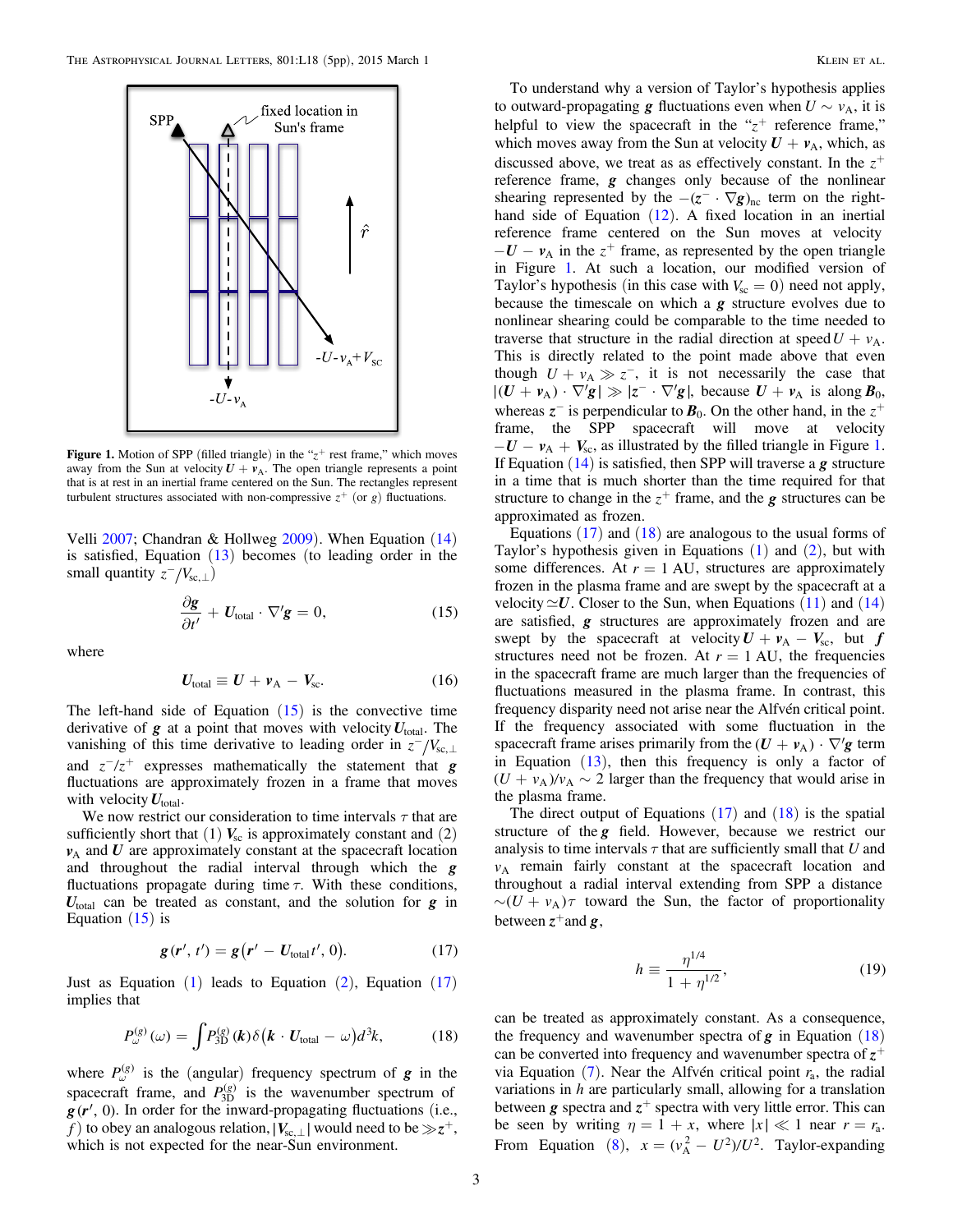**Figure 1.** Motion of SPP (filled triangle) in the "$z^+$ rest frame," which moves away from the Sun at velocity $\boldsymbol{U} + \boldsymbol{v}_\mathrm{A}$. The open triangle represents a point that is at rest in an inertial frame centered on the Sun. The rectangles represent turbulent structures associated with non-compressive $z^+$ (or $g$) fluctuations.

Velli 2007; Chandran & Hollweg 2009). When Equation (14) is satisfied, Equation (13) becomes (to leading order in the small quantity $z^-/V_{\mathrm{sc},\perp}$)

$$\frac{\partial \boldsymbol{g}}{\partial t'} + \boldsymbol{U}_\mathrm{total} \cdot \nabla' \boldsymbol{g} = 0, \tag{15}$$

where

$$\boldsymbol{U}_\mathrm{total} \equiv \boldsymbol{U} + \boldsymbol{v}_\mathrm{A} - \boldsymbol{V}_\mathrm{sc}. \tag{16}$$

The left-hand side of Equation (15) is the convective time derivative of $\boldsymbol{g}$ at a point that moves with velocity $\boldsymbol{U}_\mathrm{total}$. The vanishing of this time derivative to leading order in $z^-/V_{\mathrm{sc},\perp}$ and $z^-/z^+$ expresses mathematically the statement that $\boldsymbol{g}$ fluctuations are approximately frozen in a frame that moves with velocity $\boldsymbol{U}_\mathrm{total}$.

We now restrict our consideration to time intervals $\tau$ that are sufficiently short that (1) $\boldsymbol{V}_\mathrm{sc}$ is approximately constant and (2) $\boldsymbol{v}_\mathrm{A}$ and $\boldsymbol{U}$ are approximately constant at the spacecraft location and throughout the radial interval through which the $\boldsymbol{g}$ fluctuations propagate during time $\tau$. With these conditions, $\boldsymbol{U}_\mathrm{total}$ can be treated as constant, and the solution for $\boldsymbol{g}$ in Equation (15) is

$$\boldsymbol{g}(\boldsymbol{r}', t') = \boldsymbol{g}(\boldsymbol{r}' - \boldsymbol{U}_\mathrm{total} t', 0). \tag{17}$$

Just as Equation (1) leads to Equation (2), Equation (17) implies that

$$P_\omega^{(g)}(\omega) = \int P_\mathrm{3D}^{(g)}(\boldsymbol{k}) \delta(\boldsymbol{k} \cdot \boldsymbol{U}_\mathrm{total} - \omega) d^3k, \tag{18}$$

where $P_\omega^{(g)}$ is the (angular) frequency spectrum of $\boldsymbol{g}$ in the spacecraft frame, and $P_\mathrm{3D}^{(g)}$ is the wavenumber spectrum of $\boldsymbol{g}(\boldsymbol{r}', 0)$. In order for the inward-propagating fluctuations (i.e., $f$) to obey an analogous relation, $|\boldsymbol{V}_{\mathrm{sc},\perp}|$ would need to be $\gg z^+$, which is not expected for the near-Sun environment.

To understand why a version of Taylor's hypothesis applies to outward-propagating $\boldsymbol{g}$ fluctuations even when $U \sim v_\mathrm{A}$, it is helpful to view the spacecraft in the "$z^+$ reference frame," which moves away from the Sun at velocity $\boldsymbol{U} + \boldsymbol{v}_\mathrm{A}$, which, as discussed above, we treat as as effectively constant. In the $z^+$ reference frame, $\boldsymbol{g}$ changes only because of the nonlinear shearing represented by the $-(z^- \cdot \nabla \boldsymbol{g})_\mathrm{nc}$ term on the right-hand side of Equation (12). A fixed location in an inertial reference frame centered on the Sun moves at velocity $-\boldsymbol{U} - \boldsymbol{v}_\mathrm{A}$ in the $z^+$ frame, as represented by the open triangle in Figure 1. At such a location, our modified version of Taylor's hypothesis (in this case with $V_\mathrm{sc} = 0$) need not apply, because the timescale on which a $\boldsymbol{g}$ structure evolves due to nonlinear shearing could be comparable to the time needed to traverse that structure in the radial direction at speed $U + v_\mathrm{A}$. This is directly related to the point made above that even though $U + v_\mathrm{A} \gg z^-$, it is not necessarily the case that $|(\boldsymbol{U} + \boldsymbol{v}_\mathrm{A}) \cdot \nabla' \boldsymbol{g}| \gg |z^- \cdot \nabla' \boldsymbol{g}|$, because $\boldsymbol{U} + \boldsymbol{v}_\mathrm{A}$ is along $\boldsymbol{B}_0$, whereas $z^-$ is perpendicular to $\boldsymbol{B}_0$. On the other hand, in the $z^+$ frame, the SPP spacecraft will move at velocity $-\boldsymbol{U} - \boldsymbol{v}_\mathrm{A} + \boldsymbol{V}_\mathrm{sc}$, as illustrated by the filled triangle in Figure 1. If Equation (14) is satisfied, then SPP will traverse a $\boldsymbol{g}$ structure in a time that is much shorter than the time required for that structure to change in the $z^+$ frame, and the $\boldsymbol{g}$ structures can be approximated as frozen.

Equations (17) and (18) are analogous to the usual forms of Taylor's hypothesis given in Equations (1) and (2), but with some differences. At $r = 1$ AU, structures are approximately frozen in the plasma frame and are swept by the spacecraft at a velocity $\simeq \boldsymbol{U}$. Closer to the Sun, when Equations (11) and (14) are satisfied, $\boldsymbol{g}$ structures are approximately frozen and are swept by the spacecraft at velocity $\boldsymbol{U} + \boldsymbol{v}_\mathrm{A} - \boldsymbol{V}_\mathrm{sc}$, but $\boldsymbol{f}$ structures need not be frozen. At $r = 1$ AU, the frequencies in the spacecraft frame are much larger than the frequencies of fluctuations measured in the plasma frame. In contrast, this frequency disparity need not arise near the Alfvén critical point. If the frequency associated with some fluctuation in the spacecraft frame arises primarily from the $(\boldsymbol{U} + \boldsymbol{v}_\mathrm{A}) \cdot \nabla' \boldsymbol{g}$ term in Equation (13), then this frequency is only a factor of $(U + v_\mathrm{A})/v_\mathrm{A} \sim 2$ larger than the frequency that would arise in the plasma frame.

The direct output of Equations (17) and (18) is the spatial structure of the $\boldsymbol{g}$ field. However, because we restrict our analysis to time intervals $\tau$ that are sufficiently small that $U$ and $v_\mathrm{A}$ remain fairly constant at the spacecraft location and throughout a radial interval extending from SPP a distance $\sim (U + v_\mathrm{A})\tau$ toward the Sun, the factor of proportionality between $z^+$ and $\boldsymbol{g}$,

$$h \equiv \frac{\eta^{1/4}}{1 + \eta^{1/2}}, \tag{19}$$

can be treated as approximately constant. As a consequence, the frequency and wavenumber spectra of $\boldsymbol{g}$ in Equation (18) can be converted into frequency and wavenumber spectra of $z^+$ via Equation (7). Near the Alfvén critical point $r_\mathrm{a}$, the radial variations in $h$ are particularly small, allowing for a translation between $\boldsymbol{g}$ spectra and $z^+$ spectra with very little error. This can be seen by writing $\eta = 1 + x$, where $|x| \ll 1$ near $r = r_\mathrm{a}$. From Equation (8), $x = (v_\mathrm{A}^2 - U^2)/U^2$. Taylor-expanding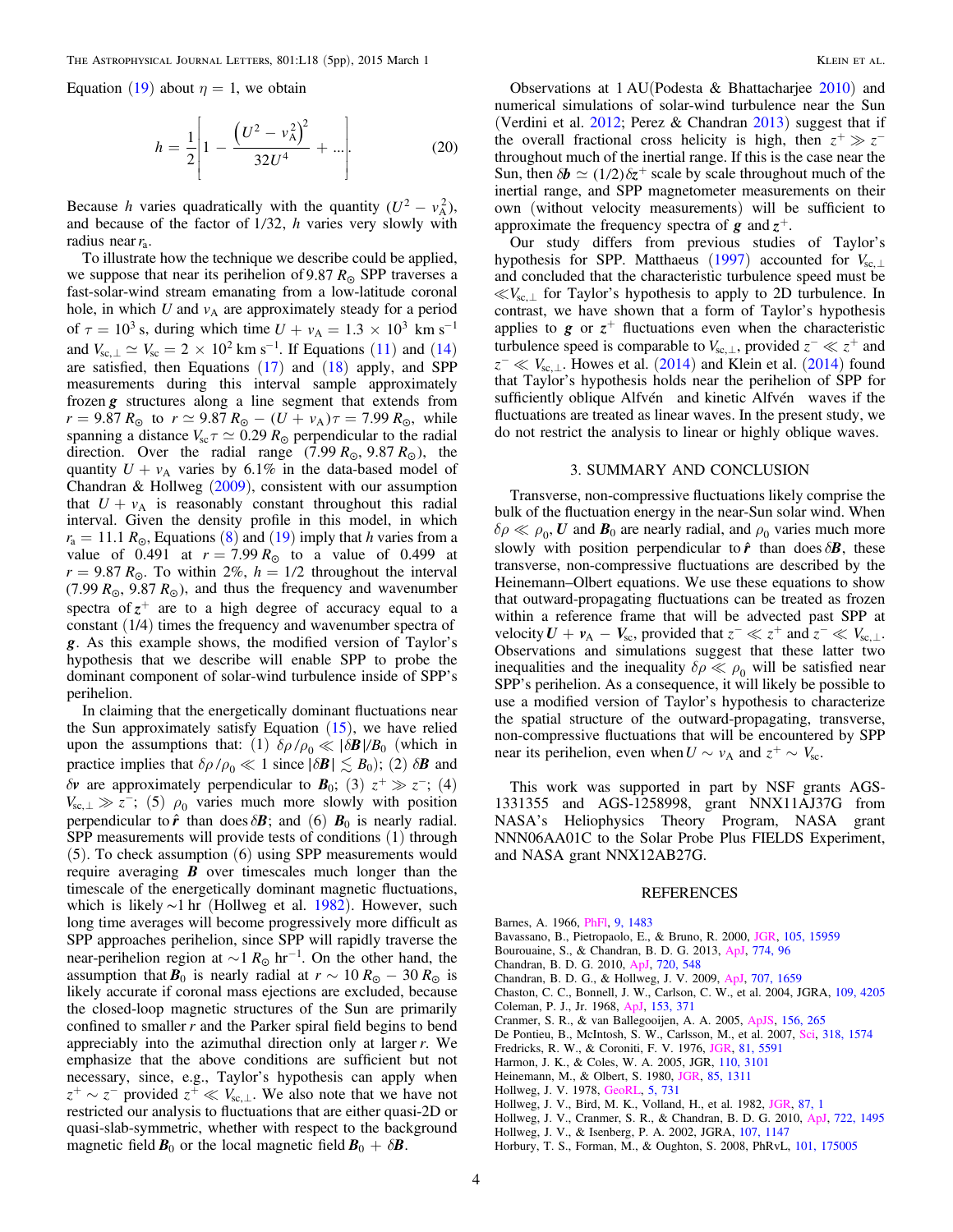Equation (19) about $\eta = 1$, we obtain

$$h = \frac{1}{2}\left[1 - \frac{\left(U^2 - v_A^2\right)^2}{32U^4} + ...\right]. \tag{20}$$

Because $h$ varies quadratically with the quantity $(U^2 - v_A^2)$, and because of the factor of 1/32, $h$ varies very slowly with radius near $r_a$.

To illustrate how the technique we describe could be applied, we suppose that near its perihelion of $9.87\, R_\odot$ SPP traverses a fast-solar-wind stream emanating from a low-latitude coronal hole, in which $U$ and $v_A$ are approximately steady for a period of $\tau = 10^3$ s, during which time $U + v_A = 1.3 \times 10^3$ km s$^{-1}$ and $V_{sc,\perp} \simeq V_{sc} = 2 \times 10^2$ km s$^{-1}$. If Equations (11) and (14) are satisfied, then Equations (17) and (18) apply, and SPP measurements during this interval sample approximately frozen $\boldsymbol{g}$ structures along a line segment that extends from $r = 9.87\, R_\odot$ to $r \simeq 9.87\, R_\odot - (U + v_A)\tau = 7.99\, R_\odot$, while spanning a distance $V_{sc}\tau \simeq 0.29\, R_\odot$ perpendicular to the radial direction. Over the radial range $(7.99\, R_\odot, 9.87\, R_\odot)$, the quantity $U + v_A$ varies by 6.1% in the data-based model of Chandran & Hollweg (2009), consistent with our assumption that $U + v_A$ is reasonably constant throughout this radial interval. Given the density profile in this model, in which $r_a = 11.1\, R_\odot$, Equations (8) and (19) imply that $h$ varies from a value of 0.491 at $r = 7.99\, R_\odot$ to a value of 0.499 at $r = 9.87\, R_\odot$. To within 2%, $h = 1/2$ throughout the interval $(7.99\, R_\odot, 9.87\, R_\odot)$, and thus the frequency and wavenumber spectra of $\boldsymbol{z}^+$ are to a high degree of accuracy equal to a constant (1/4) times the frequency and wavenumber spectra of $\boldsymbol{g}$. As this example shows, the modified version of Taylor's hypothesis that we describe will enable SPP to probe the dominant component of solar-wind turbulence inside of SPP's perihelion.

In claiming that the energetically dominant fluctuations near the Sun approximately satisfy Equation (15), we have relied upon the assumptions that: (1) $\delta\rho/\rho_0 \ll |\delta \boldsymbol{B}|/B_0$ (which in practice implies that $\delta\rho/\rho_0 \ll 1$ since $|\delta\boldsymbol{B}| \lesssim B_0$); (2) $\delta\boldsymbol{B}$ and $\delta\boldsymbol{v}$ are approximately perpendicular to $\boldsymbol{B}_0$; (3) $z^+ \gg z^-$; (4) $V_{sc,\perp} \gg z^-$; (5) $\rho_0$ varies much more slowly with position perpendicular to $\hat{\boldsymbol{r}}$ than does $\delta\boldsymbol{B}$; and (6) $\boldsymbol{B}_0$ is nearly radial. SPP measurements will provide tests of conditions (1) through (5). To check assumption (6) using SPP measurements would require averaging $\boldsymbol{B}$ over timescales much longer than the timescale of the energetically dominant magnetic fluctuations, which is likely ~1 hr (Hollweg et al. 1982). However, such long time averages will become progressively more difficult as SPP approaches perihelion, since SPP will rapidly traverse the near-perihelion region at $\sim 1\, R_\odot$ hr$^{-1}$. On the other hand, the assumption that $\boldsymbol{B}_0$ is nearly radial at $r \sim 10\, R_\odot - 30\, R_\odot$ is likely accurate if coronal mass ejections are excluded, because the closed-loop magnetic structures of the Sun are primarily confined to smaller $r$ and the Parker spiral field begins to bend appreciably into the azimuthal direction only at larger $r$. We emphasize that the above conditions are sufficient but not necessary, since, e.g., Taylor's hypothesis can apply when $z^+ \sim z^-$ provided $z^+ \ll V_{sc,\perp}$. We also note that we have not restricted our analysis to fluctuations that are either quasi-2D or quasi-slab-symmetric, whether with respect to the background magnetic field $\boldsymbol{B}_0$ or the local magnetic field $\boldsymbol{B}_0 + \delta\boldsymbol{B}$.

Observations at 1 AU (Podesta & Bhattacharjee 2010) and numerical simulations of solar-wind turbulence near the Sun (Verdini et al. 2012; Perez & Chandran 2013) suggest that if the overall fractional cross helicity is high, then $z^+ \gg z^-$ throughout much of the inertial range. If this is the case near the Sun, then $\delta\boldsymbol{b} \simeq (1/2)\delta\boldsymbol{z}^+$ scale by scale throughout much of the inertial range, and SPP magnetometer measurements on their own (without velocity measurements) will be sufficient to approximate the frequency spectra of $\boldsymbol{g}$ and $\boldsymbol{z}^+$.

Our study differs from previous studies of Taylor's hypothesis for SPP. Matthaeus (1997) accounted for $V_{sc,\perp}$ and concluded that the characteristic turbulence speed must be $\ll V_{sc,\perp}$ for Taylor's hypothesis to apply to 2D turbulence. In contrast, we have shown that a form of Taylor's hypothesis applies to $\boldsymbol{g}$ or $\boldsymbol{z}^+$ fluctuations even when the characteristic turbulence speed is comparable to $V_{sc,\perp}$, provided $z^- \ll z^+$ and $z^- \ll V_{sc,\perp}$. Howes et al. (2014) and Klein et al. (2014) found that Taylor's hypothesis holds near the perihelion of SPP for sufficiently oblique Alfvén and kinetic Alfvén waves if the fluctuations are treated as linear waves. In the present study, we do not restrict the analysis to linear or highly oblique waves.

## 3. SUMMARY AND CONCLUSION

Transverse, non-compressive fluctuations likely comprise the bulk of the fluctuation energy in the near-Sun solar wind. When $\delta\rho \ll \rho_0$, $\boldsymbol{U}$ and $\boldsymbol{B}_0$ are nearly radial, and $\rho_0$ varies much more slowly with position perpendicular to $\hat{\boldsymbol{r}}$ than does $\delta\boldsymbol{B}$, these transverse, non-compressive fluctuations are described by the Heinemann–Olbert equations. We use these equations to show that outward-propagating fluctuations can be treated as frozen within a reference frame that will be advected past SPP at velocity $\boldsymbol{U} + \boldsymbol{v}_A - \boldsymbol{V}_{sc}$, provided that $z^- \ll z^+$ and $z^- \ll V_{sc,\perp}$. Observations and simulations suggest that these latter two inequalities and the inequality $\delta\rho \ll \rho_0$ will be satisfied near SPP's perihelion. As a consequence, it will likely be possible to use a modified version of Taylor's hypothesis to characterize the spatial structure of the outward-propagating, transverse, non-compressive fluctuations that will be encountered by SPP near its perihelion, even when $U \sim v_A$ and $z^+ \sim V_{sc}$.

This work was supported in part by NSF grants AGS-1331355 and AGS-1258998, grant NNX11AJ37G from NASA's Heliophysics Theory Program, NASA grant NNN06AA01C to the Solar Probe Plus FIELDS Experiment, and NASA grant NNX12AB27G.

## REFERENCES

Barnes, A. 1966, PhFl, 9, 1483
Bavassano, B., Pietropaolo, E., & Bruno, R. 2000, JGR, 105, 15959
Bourouaine, S., & Chandran, B. D. G. 2013, ApJ, 774, 96
Chandran, B. D. G. 2010, ApJ, 720, 548
Chandran, B. D. G., & Hollweg, J. V. 2009, ApJ, 707, 1659
Chaston, C. C., Bonnell, J. W., Carlson, C. W., et al. 2004, JGRA, 109, 4205
Coleman, P. J., Jr. 1968, ApJ, 153, 371
Cranmer, S. R., & van Ballegooijen, A. A. 2005, ApJS, 156, 265
De Pontieu, B., McIntosh, S. W., Carlsson, M., et al. 2007, Sci, 318, 1574
Fredricks, R. W., & Coroniti, F. V. 1976, JGR, 81, 5591
Harmon, J. K., & Coles, W. A. 2005, JGR, 110, 3101
Heinemann, M., & Olbert, S. 1980, JGR, 85, 1311
Hollweg, J. V. 1978, GeoRL, 5, 731
Hollweg, J. V., Bird, M. K., Volland, H., et al. 1982, JGR, 87, 1
Hollweg, J. V., Cranmer, S. R., & Chandran, B. D. G. 2010, ApJ, 722, 1495
Hollweg, J. V., & Isenberg, P. A. 2002, JGRA, 107, 1147
Horbury, T. S., Forman, M., & Oughton, S. 2008, PhRvL, 101, 175005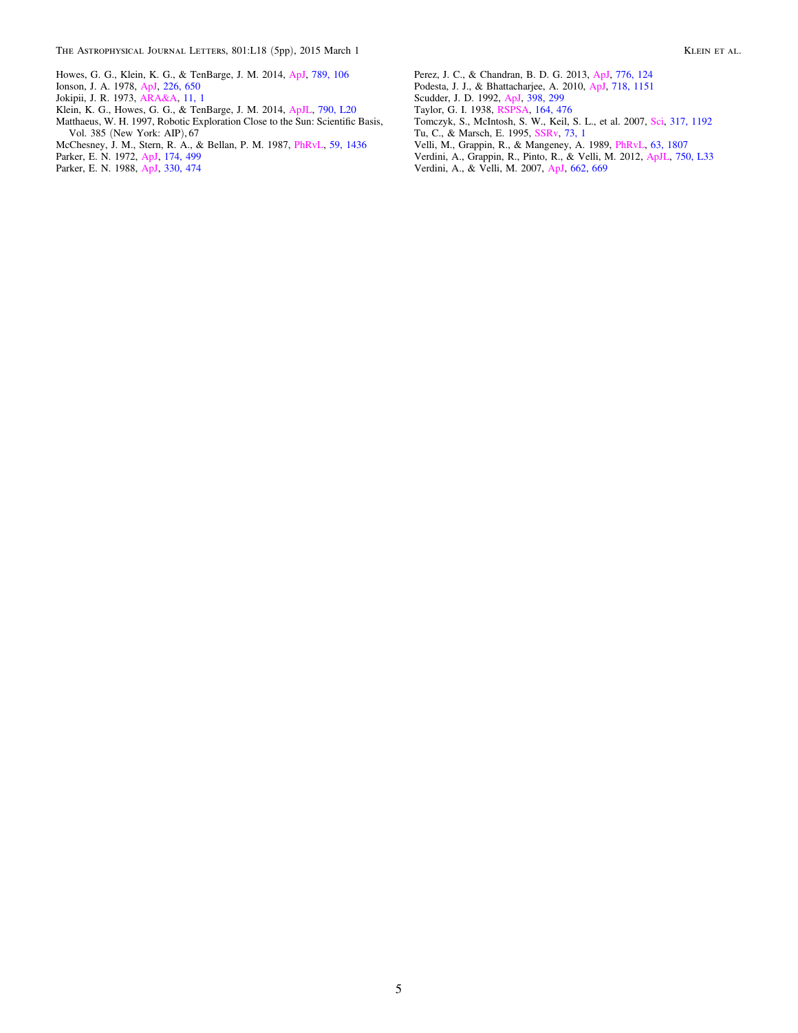Howes, G. G., Klein, K. G., & TenBarge, J. M. 2014, ApJ, 789, 106

Ionson, J. A. 1978, ApJ, 226, 650

Jokipii, J. R. 1973, ARA&A, 11, 1

Klein, K. G., Howes, G. G., & TenBarge, J. M. 2014, ApJL, 790, L20

Matthaeus, W. H. 1997, Robotic Exploration Close to the Sun: Scientific Basis, Vol. 385 (New York: AIP), 67

McChesney, J. M., Stern, R. A., & Bellan, P. M. 1987, PhRvL, 59, 1436

Parker, E. N. 1972, ApJ, 174, 499

Parker, E. N. 1988, ApJ, 330, 474

Perez, J. C., & Chandran, B. D. G. 2013, ApJ, 776, 124

Podesta, J. J., & Bhattacharjee, A. 2010, ApJ, 718, 1151

Scudder, J. D. 1992, ApJ, 398, 299

Taylor, G. I. 1938, RSPSA, 164, 476

Tomczyk, S., McIntosh, S. W., Keil, S. L., et al. 2007, Sci, 317, 1192

Tu, C., & Marsch, E. 1995, SSRv, 73, 1

Velli, M., Grappin, R., & Mangeney, A. 1989, PhRvL, 63, 1807

Verdini, A., Grappin, R., Pinto, R., & Velli, M. 2012, ApJL, 750, L33

Verdini, A., & Velli, M. 2007, ApJ, 662, 669